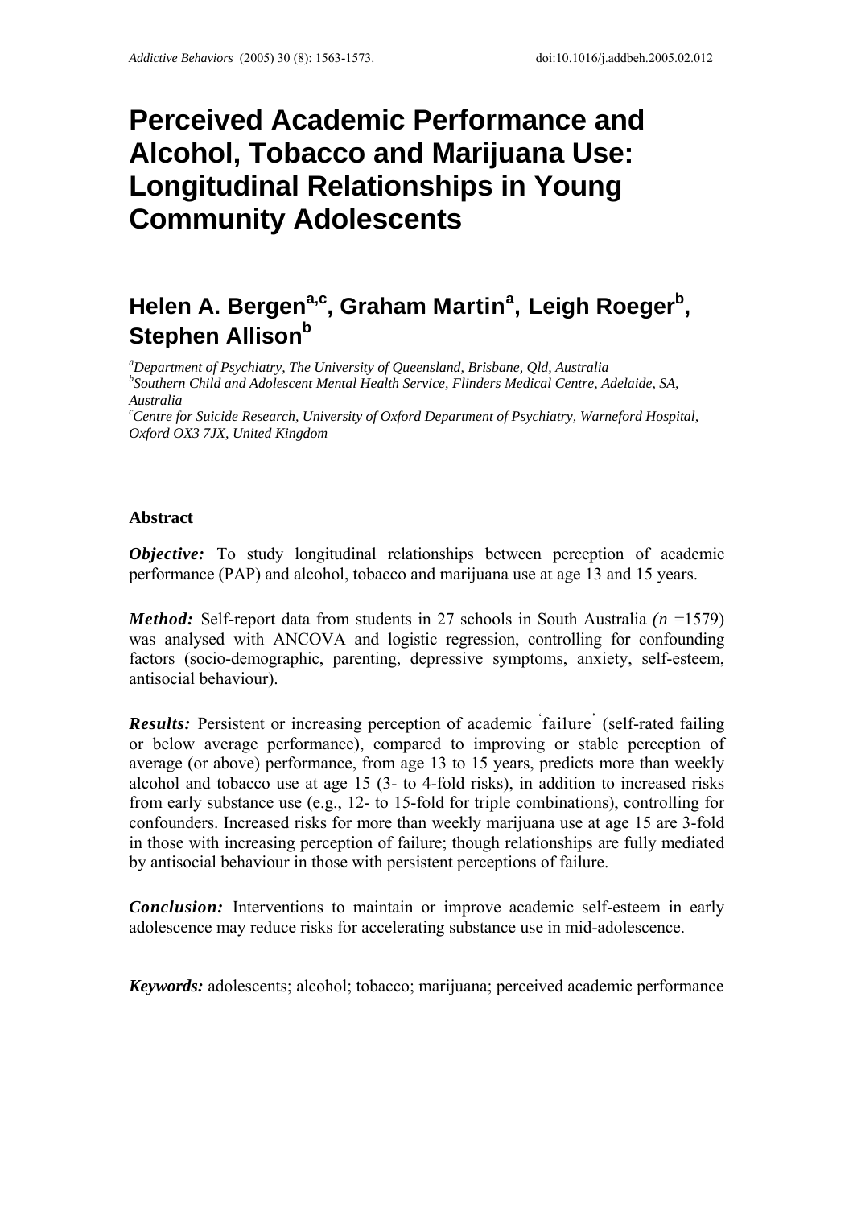# Perceived Academic Performance and Alcohol, Tobacco and Marijuana Use: Longitudinal Relationships in Young Community Adolescents

## Helen A. Bergen[a,c], Graham Martin[a], Leigh Roeger[b], Stephen Allison[b]

[a]*Department of Psychiatry, The University of Queensland, Brisbane, Qld, Australia*
[b]*Southern Child and Adolescent Mental Health Service, Flinders Medical Centre, Adelaide, SA, Australia*
[c]*Centre for Suicide Research, University of Oxford Department of Psychiatry, Warneford Hospital, Oxford OX3 7JX, United Kingdom*

**Abstract**

***Objective:*** To study longitudinal relationships between perception of academic performance (PAP) and alcohol, tobacco and marijuana use at age 13 and 15 years.

***Method:*** Self-report data from students in 27 schools in South Australia *(n* =1579) was analysed with ANCOVA and logistic regression, controlling for confounding factors (socio-demographic, parenting, depressive symptoms, anxiety, self-esteem, antisocial behaviour).

***Results:*** Persistent or increasing perception of academic 'failure' (self-rated failing or below average performance), compared to improving or stable perception of average (or above) performance, from age 13 to 15 years, predicts more than weekly alcohol and tobacco use at age 15 (3- to 4-fold risks), in addition to increased risks from early substance use (e.g., 12- to 15-fold for triple combinations), controlling for confounders. Increased risks for more than weekly marijuana use at age 15 are 3-fold in those with increasing perception of failure; though relationships are fully mediated by antisocial behaviour in those with persistent perceptions of failure.

***Conclusion:*** Interventions to maintain or improve academic self-esteem in early adolescence may reduce risks for accelerating substance use in mid-adolescence.

***Keywords:*** adolescents; alcohol; tobacco; marijuana; perceived academic performance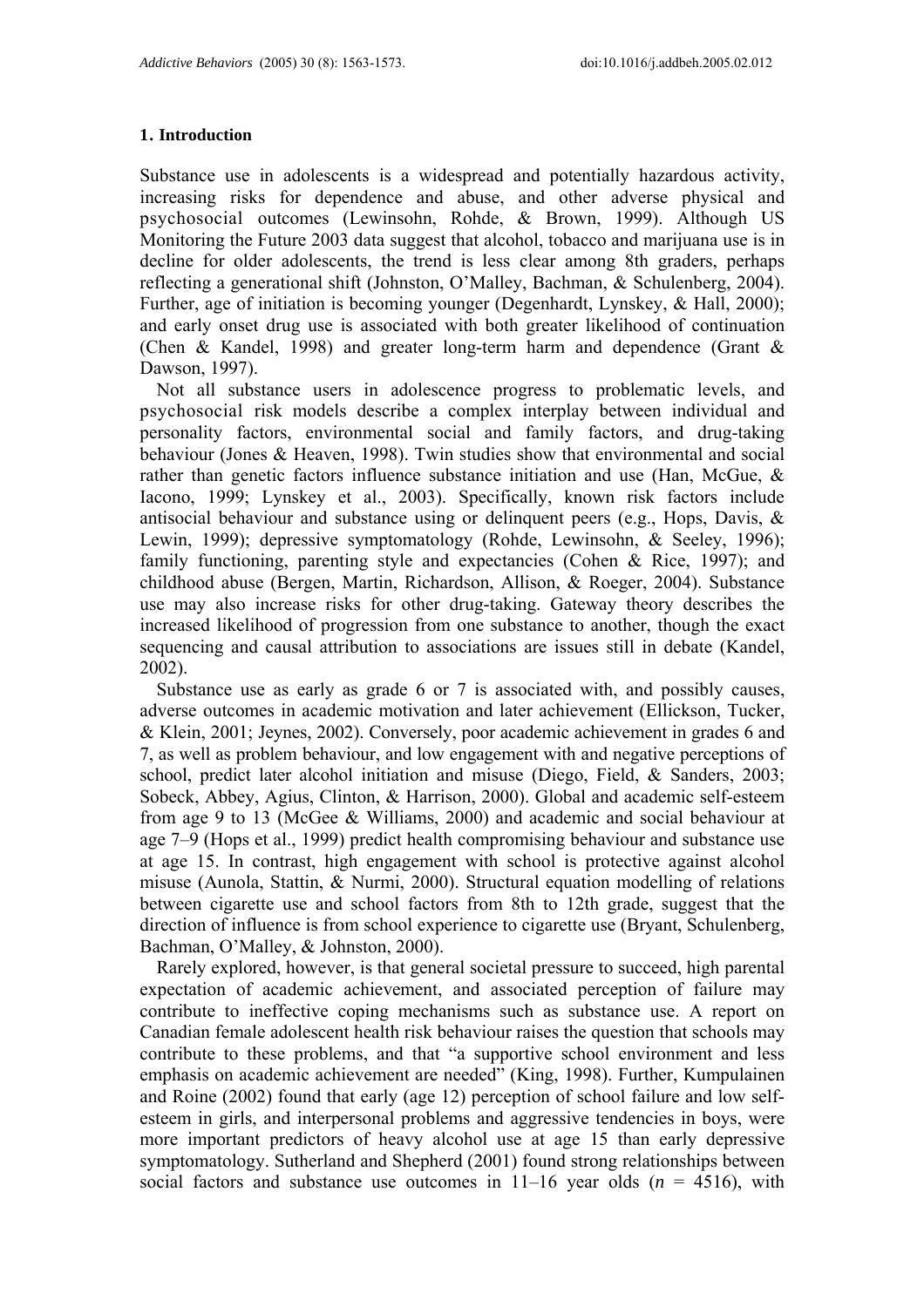## 1. Introduction

Substance use in adolescents is a widespread and potentially hazardous activity, increasing risks for dependence and abuse, and other adverse physical and psychosocial outcomes (Lewinsohn, Rohde, & Brown, 1999). Although US Monitoring the Future 2003 data suggest that alcohol, tobacco and marijuana use is in decline for older adolescents, the trend is less clear among 8th graders, perhaps reflecting a generational shift (Johnston, O'Malley, Bachman, & Schulenberg, 2004). Further, age of initiation is becoming younger (Degenhardt, Lynskey, & Hall, 2000); and early onset drug use is associated with both greater likelihood of continuation (Chen & Kandel, 1998) and greater long-term harm and dependence (Grant & Dawson, 1997).

Not all substance users in adolescence progress to problematic levels, and psychosocial risk models describe a complex interplay between individual and personality factors, environmental social and family factors, and drug-taking behaviour (Jones & Heaven, 1998). Twin studies show that environmental and social rather than genetic factors influence substance initiation and use (Han, McGue, & Iacono, 1999; Lynskey et al., 2003). Specifically, known risk factors include antisocial behaviour and substance using or delinquent peers (e.g., Hops, Davis, & Lewin, 1999); depressive symptomatology (Rohde, Lewinsohn, & Seeley, 1996); family functioning, parenting style and expectancies (Cohen & Rice, 1997); and childhood abuse (Bergen, Martin, Richardson, Allison, & Roeger, 2004). Substance use may also increase risks for other drug-taking. Gateway theory describes the increased likelihood of progression from one substance to another, though the exact sequencing and causal attribution to associations are issues still in debate (Kandel, 2002).

Substance use as early as grade 6 or 7 is associated with, and possibly causes, adverse outcomes in academic motivation and later achievement (Ellickson, Tucker, & Klein, 2001; Jeynes, 2002). Conversely, poor academic achievement in grades 6 and 7, as well as problem behaviour, and low engagement with and negative perceptions of school, predict later alcohol initiation and misuse (Diego, Field, & Sanders, 2003; Sobeck, Abbey, Agius, Clinton, & Harrison, 2000). Global and academic self-esteem from age 9 to 13 (McGee & Williams, 2000) and academic and social behaviour at age 7–9 (Hops et al., 1999) predict health compromising behaviour and substance use at age 15. In contrast, high engagement with school is protective against alcohol misuse (Aunola, Stattin, & Nurmi, 2000). Structural equation modelling of relations between cigarette use and school factors from 8th to 12th grade, suggest that the direction of influence is from school experience to cigarette use (Bryant, Schulenberg, Bachman, O'Malley, & Johnston, 2000).

Rarely explored, however, is that general societal pressure to succeed, high parental expectation of academic achievement, and associated perception of failure may contribute to ineffective coping mechanisms such as substance use. A report on Canadian female adolescent health risk behaviour raises the question that schools may contribute to these problems, and that "a supportive school environment and less emphasis on academic achievement are needed" (King, 1998). Further, Kumpulainen and Roine (2002) found that early (age 12) perception of school failure and low self-esteem in girls, and interpersonal problems and aggressive tendencies in boys, were more important predictors of heavy alcohol use at age 15 than early depressive symptomatology. Sutherland and Shepherd (2001) found strong relationships between social factors and substance use outcomes in 11–16 year olds ($n$ = 4516), with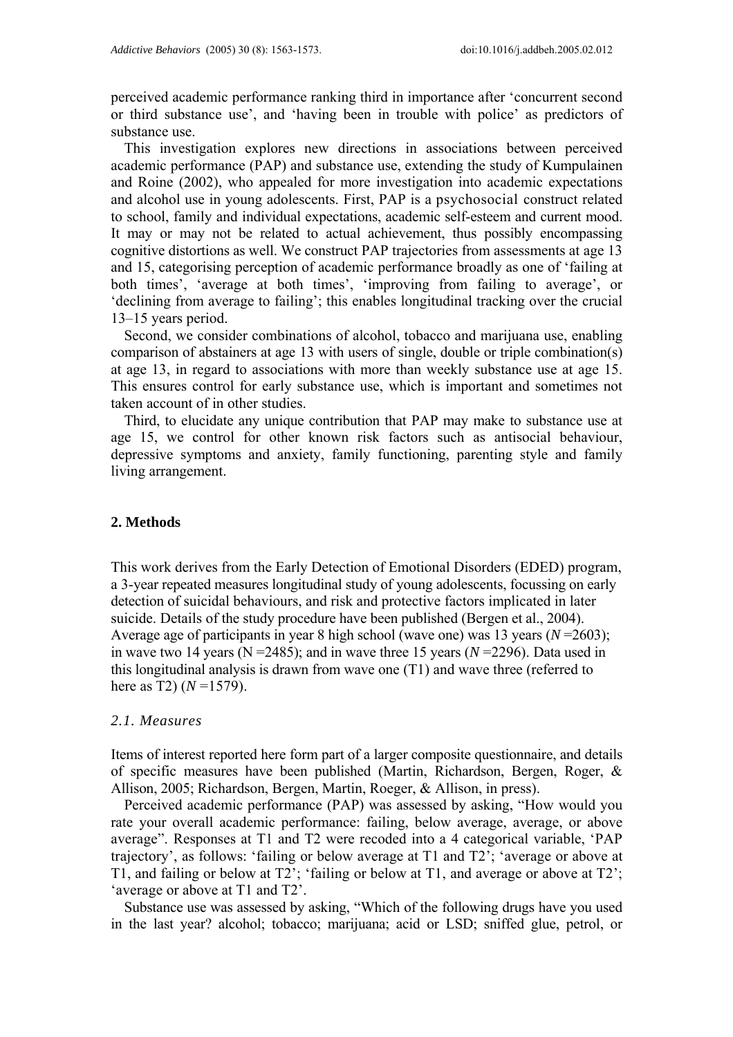perceived academic performance ranking third in importance after 'concurrent second or third substance use', and 'having been in trouble with police' as predictors of substance use.

This investigation explores new directions in associations between perceived academic performance (PAP) and substance use, extending the study of Kumpulainen and Roine (2002), who appealed for more investigation into academic expectations and alcohol use in young adolescents. First, PAP is a psychosocial construct related to school, family and individual expectations, academic self-esteem and current mood. It may or may not be related to actual achievement, thus possibly encompassing cognitive distortions as well. We construct PAP trajectories from assessments at age 13 and 15, categorising perception of academic performance broadly as one of 'failing at both times', 'average at both times', 'improving from failing to average', or 'declining from average to failing'; this enables longitudinal tracking over the crucial 13–15 years period.

Second, we consider combinations of alcohol, tobacco and marijuana use, enabling comparison of abstainers at age 13 with users of single, double or triple combination(s) at age 13, in regard to associations with more than weekly substance use at age 15. This ensures control for early substance use, which is important and sometimes not taken account of in other studies.

Third, to elucidate any unique contribution that PAP may make to substance use at age 15, we control for other known risk factors such as antisocial behaviour, depressive symptoms and anxiety, family functioning, parenting style and family living arrangement.

## 2. Methods

This work derives from the Early Detection of Emotional Disorders (EDED) program, a 3-year repeated measures longitudinal study of young adolescents, focussing on early detection of suicidal behaviours, and risk and protective factors implicated in later suicide. Details of the study procedure have been published (Bergen et al., 2004). Average age of participants in year 8 high school (wave one) was 13 years ($N$ =2603); in wave two 14 years (N =2485); and in wave three 15 years ($N$ =2296). Data used in this longitudinal analysis is drawn from wave one (T1) and wave three (referred to here as T2) ($N$ =1579).

### *2.1. Measures*

Items of interest reported here form part of a larger composite questionnaire, and details of specific measures have been published (Martin, Richardson, Bergen, Roger, & Allison, 2005; Richardson, Bergen, Martin, Roeger, & Allison, in press).

Perceived academic performance (PAP) was assessed by asking, "How would you rate your overall academic performance: failing, below average, average, or above average". Responses at T1 and T2 were recoded into a 4 categorical variable, 'PAP trajectory', as follows: 'failing or below average at T1 and T2'; 'average or above at T1, and failing or below at T2'; 'failing or below at T1, and average or above at T2'; 'average or above at T1 and T2'.

Substance use was assessed by asking, "Which of the following drugs have you used in the last year? alcohol; tobacco; marijuana; acid or LSD; sniffed glue, petrol, or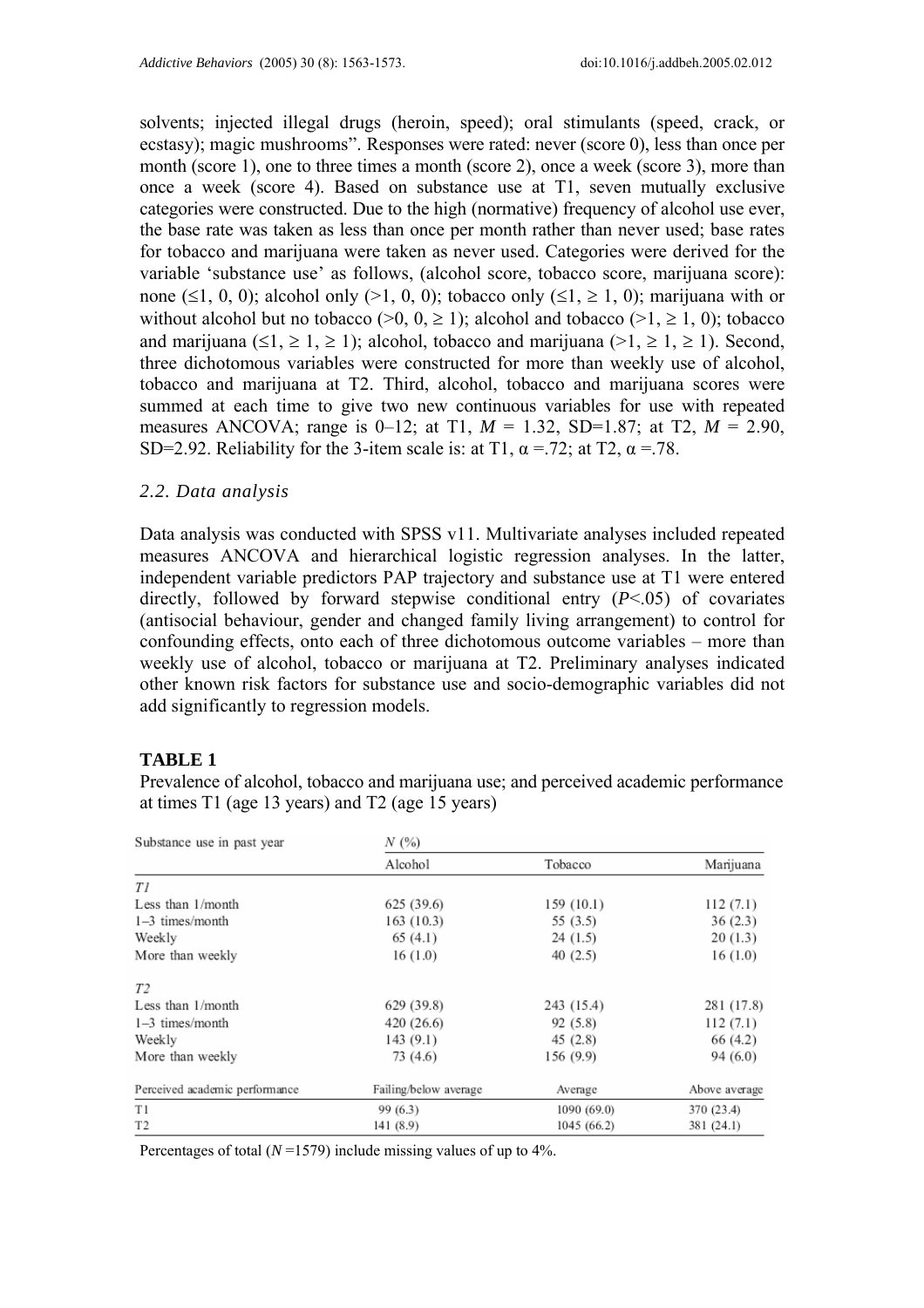solvents; injected illegal drugs (heroin, speed); oral stimulants (speed, crack, or ecstasy); magic mushrooms". Responses were rated: never (score 0), less than once per month (score 1), one to three times a month (score 2), once a week (score 3), more than once a week (score 4). Based on substance use at T1, seven mutually exclusive categories were constructed. Due to the high (normative) frequency of alcohol use ever, the base rate was taken as less than once per month rather than never used; base rates for tobacco and marijuana were taken as never used. Categories were derived for the variable 'substance use' as follows, (alcohol score, tobacco score, marijuana score): none (≤1, 0, 0); alcohol only (>1, 0, 0); tobacco only (≤1, ≥ 1, 0); marijuana with or without alcohol but no tobacco (>0, 0, ≥ 1); alcohol and tobacco (>1, ≥ 1, 0); tobacco and marijuana (≤1, ≥ 1, ≥ 1); alcohol, tobacco and marijuana (>1, ≥ 1, ≥ 1). Second, three dichotomous variables were constructed for more than weekly use of alcohol, tobacco and marijuana at T2. Third, alcohol, tobacco and marijuana scores were summed at each time to give two new continuous variables for use with repeated measures ANCOVA; range is 0–12; at T1, $M$ = 1.32, SD=1.87; at T2, $M$ = 2.90, SD=2.92. Reliability for the 3-item scale is: at T1, $\alpha$ =.72; at T2, $\alpha$ =.78.

### *2.2. Data analysis*

Data analysis was conducted with SPSS v11. Multivariate analyses included repeated measures ANCOVA and hierarchical logistic regression analyses. In the latter, independent variable predictors PAP trajectory and substance use at T1 were entered directly, followed by forward stepwise conditional entry ($P$<.05) of covariates (antisocial behaviour, gender and changed family living arrangement) to control for confounding effects, onto each of three dichotomous outcome variables – more than weekly use of alcohol, tobacco or marijuana at T2. Preliminary analyses indicated other known risk factors for substance use and socio-demographic variables did not add significantly to regression models.

**TABLE 1**

Prevalence of alcohol, tobacco and marijuana use; and perceived academic performance at times T1 (age 13 years) and T2 (age 15 years)

| Substance use in past year | N (%) | | |
|---|---|---|---|
| | Alcohol | Tobacco | Marijuana |
| *T1* | | | |
| Less than 1/month | 625 (39.6) | 159 (10.1) | 112 (7.1) |
| 1–3 times/month | 163 (10.3) | 55 (3.5) | 36 (2.3) |
| Weekly | 65 (4.1) | 24 (1.5) | 20 (1.3) |
| More than weekly | 16 (1.0) | 40 (2.5) | 16 (1.0) |
| *T2* | | | |
| Less than 1/month | 629 (39.8) | 243 (15.4) | 281 (17.8) |
| 1–3 times/month | 420 (26.6) | 92 (5.8) | 112 (7.1) |
| Weekly | 143 (9.1) | 45 (2.8) | 66 (4.2) |
| More than weekly | 73 (4.6) | 156 (9.9) | 94 (6.0) |
| **Perceived academic performance** | **Failing/below average** | **Average** | **Above average** |
| T1 | 99 (6.3) | 1090 (69.0) | 370 (23.4) |
| T2 | 141 (8.9) | 1045 (66.2) | 381 (24.1) |

Percentages of total ($N$ =1579) include missing values of up to 4%.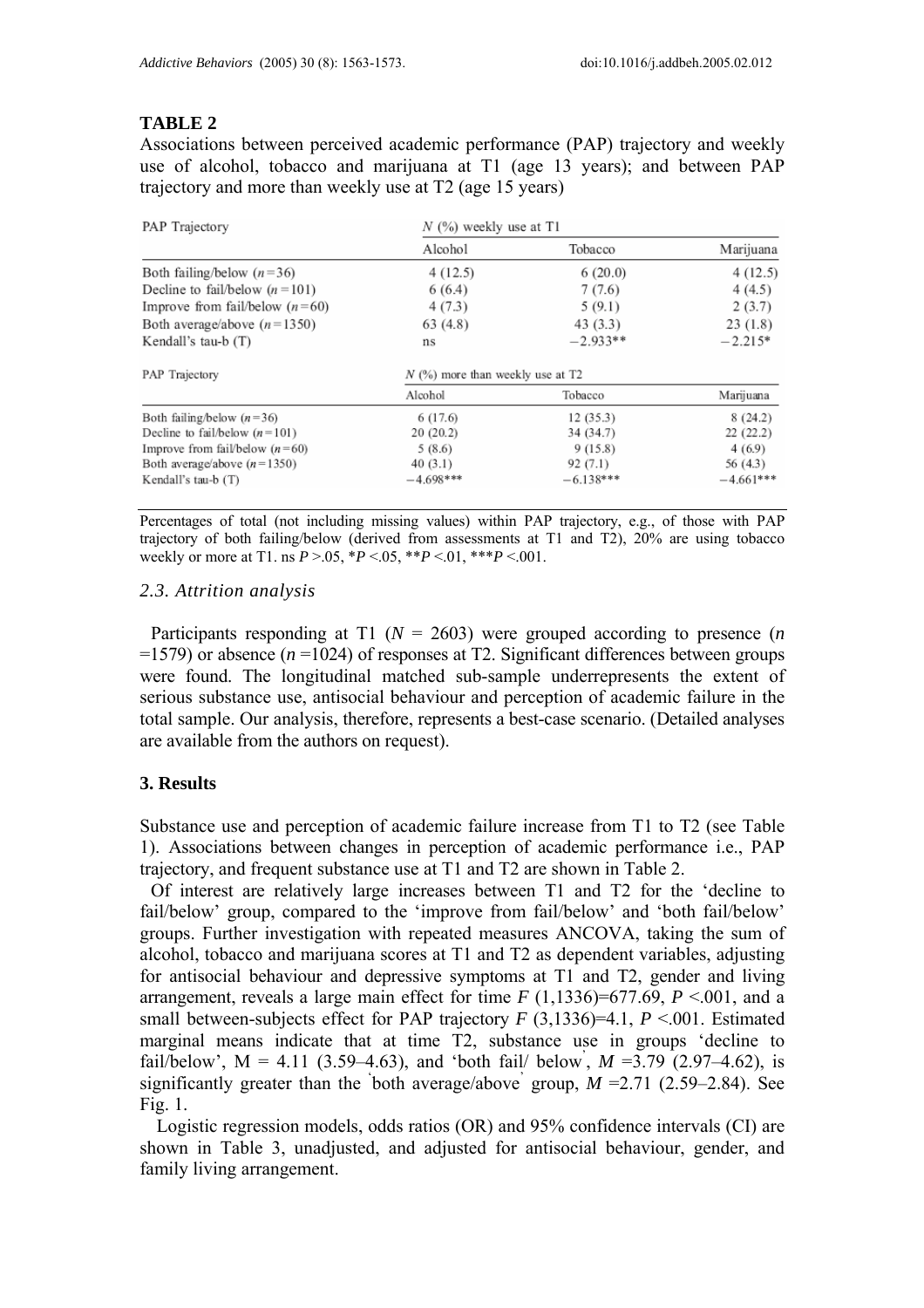**TABLE 2**

Associations between perceived academic performance (PAP) trajectory and weekly use of alcohol, tobacco and marijuana at T1 (age 13 years); and between PAP trajectory and more than weekly use at T2 (age 15 years)

| PAP Trajectory | N (%) weekly use at T1 | | |
|---|---|---|---|
| | Alcohol | Tobacco | Marijuana |
| Both failing/below ($n$=36) | 4 (12.5) | 6 (20.0) | 4 (12.5) |
| Decline to fail/below ($n$=101) | 6 (6.4) | 7 (7.6) | 4 (4.5) |
| Improve from fail/below ($n$=60) | 4 (7.3) | 5 (9.1) | 2 (3.7) |
| Both average/above ($n$=1350) | 63 (4.8) | 43 (3.3) | 23 (1.8) |
| Kendall's tau-b (T) | ns | −2.933** | −2.215* |

| PAP Trajectory | N (%) more than weekly use at T2 | | |
|---|---|---|---|
| | Alcohol | Tobacco | Marijuana |
| Both failing/below ($n$=36) | 6 (17.6) | 12 (35.3) | 8 (24.2) |
| Decline to fail/below ($n$=101) | 20 (20.2) | 34 (34.7) | 22 (22.2) |
| Improve from fail/below ($n$=60) | 5 (8.6) | 9 (15.8) | 4 (6.9) |
| Both average/above ($n$=1350) | 40 (3.1) | 92 (7.1) | 56 (4.3) |
| Kendall's tau-b (T) | −4.698*** | −6.138*** | −4.661*** |

Percentages of total (not including missing values) within PAP trajectory, e.g., of those with PAP trajectory of both failing/below (derived from assessments at T1 and T2), 20% are using tobacco weekly or more at T1. ns $P$ >.05, *$P$ <.05, **$P$ <.01, ***$P$ <.001.

### *2.3. Attrition analysis*

Participants responding at T1 ($N$ = 2603) were grouped according to presence ($n$ =1579) or absence ($n$ =1024) of responses at T2. Significant differences between groups were found. The longitudinal matched sub-sample underrepresents the extent of serious substance use, antisocial behaviour and perception of academic failure in the total sample. Our analysis, therefore, represents a best-case scenario. (Detailed analyses are available from the authors on request).

## 3. Results

Substance use and perception of academic failure increase from T1 to T2 (see Table 1). Associations between changes in perception of academic performance i.e., PAP trajectory, and frequent substance use at T1 and T2 are shown in Table 2.

Of interest are relatively large increases between T1 and T2 for the 'decline to fail/below' group, compared to the 'improve from fail/below' and 'both fail/below' groups. Further investigation with repeated measures ANCOVA, taking the sum of alcohol, tobacco and marijuana scores at T1 and T2 as dependent variables, adjusting for antisocial behaviour and depressive symptoms at T1 and T2, gender and living arrangement, reveals a large main effect for time $F$ (1,1336)=677.69, $P$ <.001, and a small between-subjects effect for PAP trajectory $F$ (3,1336)=4.1, $P$ <.001. Estimated marginal means indicate that at time T2, substance use in groups 'decline to fail/below', M = 4.11 (3.59–4.63), and 'both fail/ below', $M$ =3.79 (2.97–4.62), is significantly greater than the 'both average/above' group, $M$ =2.71 (2.59–2.84). See Fig. 1.

Logistic regression models, odds ratios (OR) and 95% confidence intervals (CI) are shown in Table 3, unadjusted, and adjusted for antisocial behaviour, gender, and family living arrangement.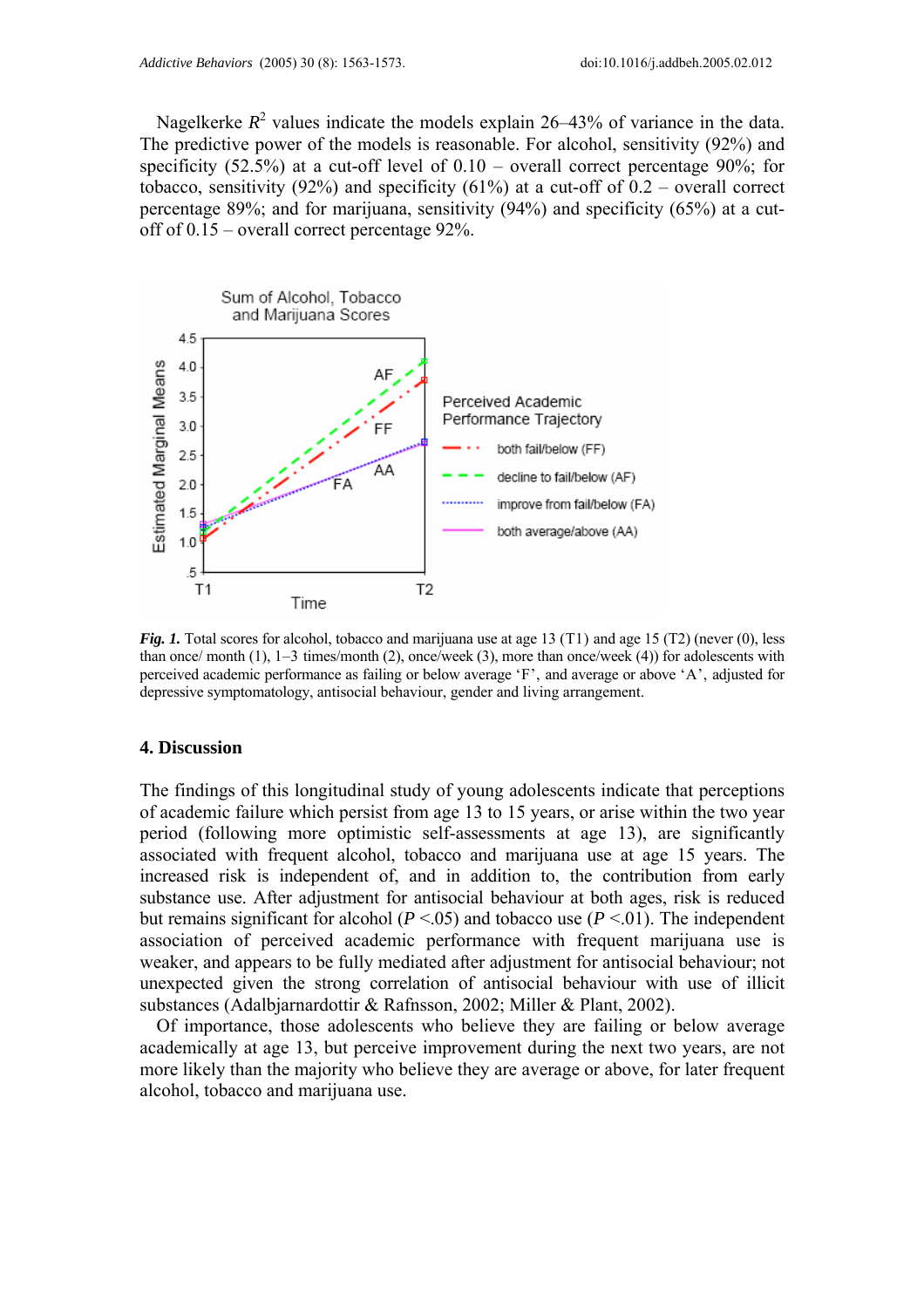Nagelkerke $R^2$ values indicate the models explain 26–43% of variance in the data. The predictive power of the models is reasonable. For alcohol, sensitivity (92%) and specificity (52.5%) at a cut-off level of 0.10 – overall correct percentage 90%; for tobacco, sensitivity (92%) and specificity (61%) at a cut-off of 0.2 – overall correct percentage 89%; and for marijuana, sensitivity (94%) and specificity (65%) at a cut-off of 0.15 – overall correct percentage 92%.

***Fig. 1.*** Total scores for alcohol, tobacco and marijuana use at age 13 (T1) and age 15 (T2) (never (0), less than once/ month (1), 1–3 times/month (2), once/week (3), more than once/week (4)) for adolescents with perceived academic performance as failing or below average 'F', and average or above 'A', adjusted for depressive symptomatology, antisocial behaviour, gender and living arrangement.

## 4. Discussion

The findings of this longitudinal study of young adolescents indicate that perceptions of academic failure which persist from age 13 to 15 years, or arise within the two year period (following more optimistic self-assessments at age 13), are significantly associated with frequent alcohol, tobacco and marijuana use at age 15 years. The increased risk is independent of, and in addition to, the contribution from early substance use. After adjustment for antisocial behaviour at both ages, risk is reduced but remains significant for alcohol ($P$ <.05) and tobacco use ($P$ <.01). The independent association of perceived academic performance with frequent marijuana use is weaker, and appears to be fully mediated after adjustment for antisocial behaviour; not unexpected given the strong correlation of antisocial behaviour with use of illicit substances (Adalbjarnardottir & Rafnsson, 2002; Miller & Plant, 2002).

Of importance, those adolescents who believe they are failing or below average academically at age 13, but perceive improvement during the next two years, are not more likely than the majority who believe they are average or above, for later frequent alcohol, tobacco and marijuana use.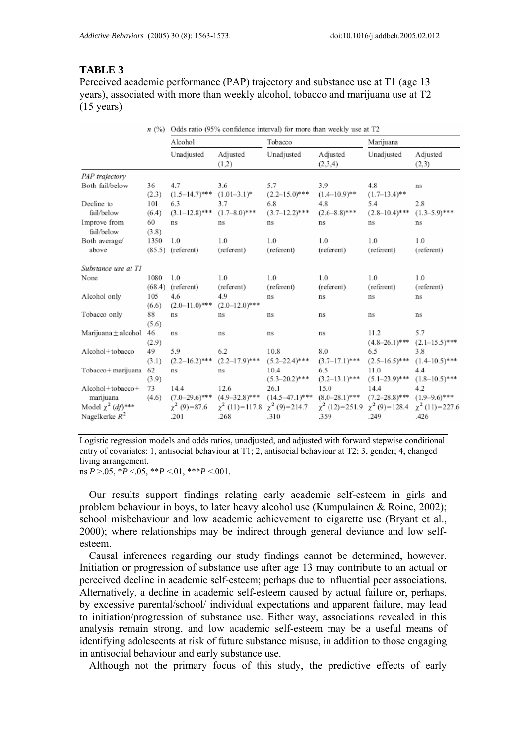**TABLE 3**
Perceived academic performance (PAP) trajectory and substance use at T1 (age 13 years), associated with more than weekly alcohol, tobacco and marijuana use at T2 (15 years)

| | n (%) | Odds ratio (95% confidence interval) for more than weekly use at T2 | | | | | |
|---|---|---|---|---|---|---|---|
| | | Alcohol | | Tobacco | | Marijuana | |
| | | Unadjusted | Adjusted (1,2) | Unadjusted | Adjusted (2,3,4) | Unadjusted | Adjusted (2,3) |
| *PAP trajectory* | | | | | | | |
| Both fail/below | 36 (2.3) | 4.7 (1.5–14.7)*** | 3.6 (1.01–3.1)* | 5.7 (2.2–15.0)*** | 3.9 (1.4–10.9)** | 4.8 (1.7–13.4)** | ns |
| Decline to fail/below | 101 (6.4) | 6.3 (3.1–12.8)*** | 3.7 (1.7–8.0)*** | 6.8 (3.7–12.2)*** | 4.8 (2.6–8.8)*** | 5.4 (2.8–10.4)*** | 2.8 (1.3–5.9)*** |
| Improve from fail/below | 60 (3.8) | ns | ns | ns | ns | ns | ns |
| Both average/above | 1350 (85.5) | 1.0 (referent) | 1.0 (referent) | 1.0 (referent) | 1.0 (referent) | 1.0 (referent) | 1.0 (referent) |
| *Substance use at T1* | | | | | | | |
| None | 1080 (68.4) | 1.0 (referent) | 1.0 (referent) | 1.0 (referent) | 1.0 (referent) | 1.0 (referent) | 1.0 (referent) |
| Alcohol only | 105 (6.6) | 4.6 (2.0–11.0)*** | 4.9 (2.0–12.0)*** | ns | ns | ns | ns |
| Tobacco only | 88 (5.6) | ns | ns | ns | ns | ns | ns |
| Marijuana ± alcohol | 46 (2.9) | ns | ns | ns | ns | 11.2 (4.8–26.1)*** | 5.7 (2.1–15.5)*** |
| Alcohol + tobacco | 49 (3.1) | 5.9 (2.2–16.2)*** | 6.2 (2.2–17.9)*** | 10.8 (5.2–22.4)*** | 8.0 (3.7–17.1)*** | 6.5 (2.5–16.5)*** | 3.8 (1.4–10.5)*** |
| Tobacco + marijuana | 62 (3.9) | ns | ns | 10.4 (5.3–20.2)*** | 6.5 (3.2–13.1)*** | 11.0 (5.1–23.9)*** | 4.4 (1.8–10.5)*** |
| Alcohol + tobacco + marijuana | 73 (4.6) | 14.4 (7.0–29.6)*** | 12.6 (4.9–32.8)*** | 26.1 (14.5–47.1)*** | 15.0 (8.0–28.1)*** | 14.4 (7.2–28.8)*** | 4.2 (1.9–9.6)*** |
| Model $\chi^2$ (*df*)*** | | $\chi^2$ (9) = 87.6 | $\chi^2$ (11) = 117.8 | $\chi^2$ (9) = 214.7 | $\chi^2$ (12) = 251.9 | $\chi^2$ (9) = 128.4 | $\chi^2$ (11) = 227.6 |
| Nagelkerke $R^2$ | | .201 | .268 | .310 | .359 | .249 | .426 |

Logistic regression models and odds ratios, unadjusted, and adjusted with forward stepwise conditional entry of covariates: 1, antisocial behaviour at T1; 2, antisocial behaviour at T2; 3, gender; 4, changed living arrangement.
ns $P > .05$, \*$P < .05$, \*\*$P < .01$, \*\*\*$P < .001$.

Our results support findings relating early academic self-esteem in girls and problem behaviour in boys, to later heavy alcohol use (Kumpulainen & Roine, 2002); school misbehaviour and low academic achievement to cigarette use (Bryant et al., 2000); where relationships may be indirect through general deviance and low self-esteem.

Causal inferences regarding our study findings cannot be determined, however. Initiation or progression of substance use after age 13 may contribute to an actual or perceived decline in academic self-esteem; perhaps due to influential peer associations. Alternatively, a decline in academic self-esteem caused by actual failure or, perhaps, by excessive parental/school/ individual expectations and apparent failure, may lead to initiation/progression of substance use. Either way, associations revealed in this analysis remain strong, and low academic self-esteem may be a useful means of identifying adolescents at risk of future substance misuse, in addition to those engaging in antisocial behaviour and early substance use.

Although not the primary focus of this study, the predictive effects of early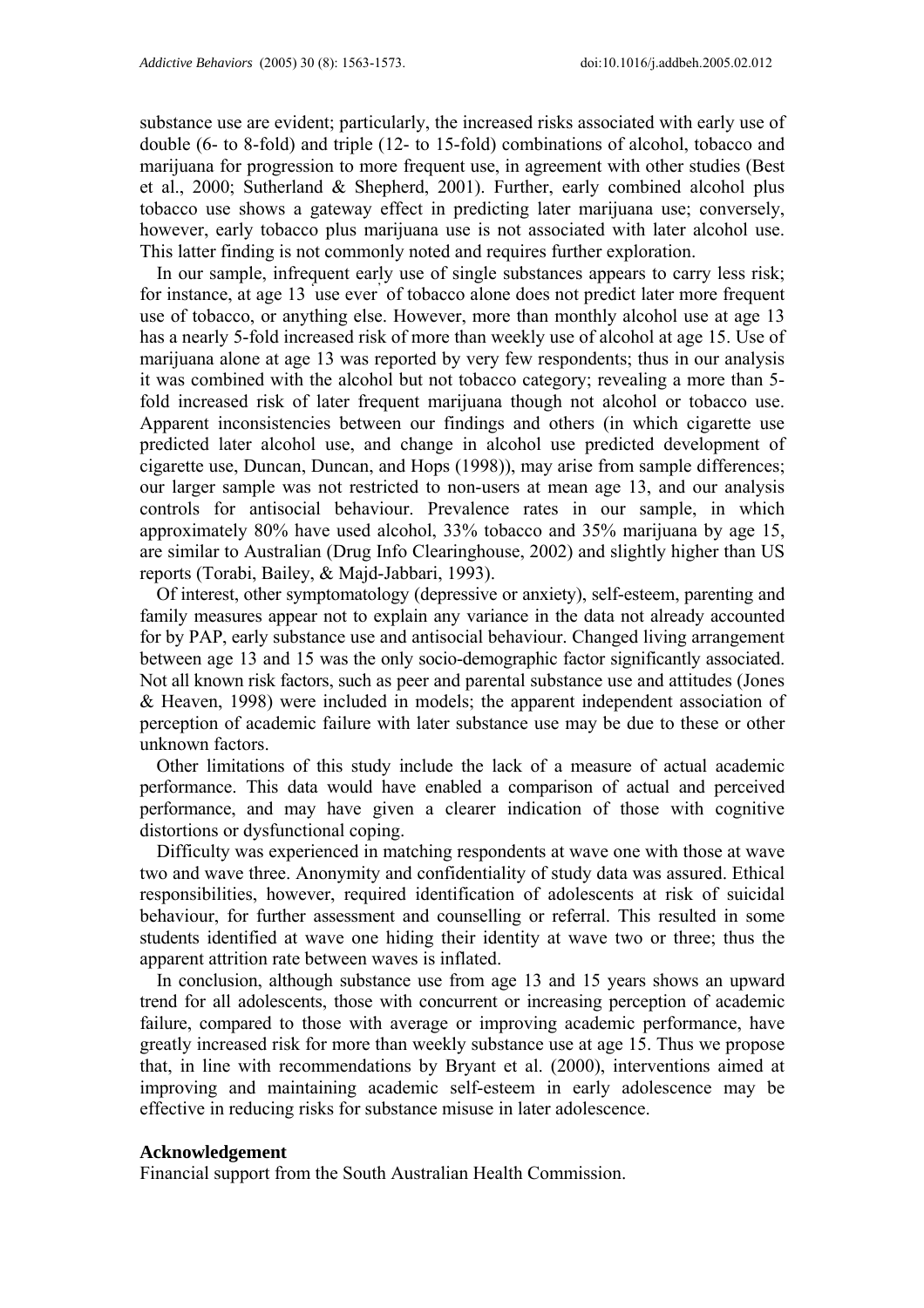substance use are evident; particularly, the increased risks associated with early use of double (6- to 8-fold) and triple (12- to 15-fold) combinations of alcohol, tobacco and marijuana for progression to more frequent use, in agreement with other studies (Best et al., 2000; Sutherland & Shepherd, 2001). Further, early combined alcohol plus tobacco use shows a gateway effect in predicting later marijuana use; conversely, however, early tobacco plus marijuana use is not associated with later alcohol use. This latter finding is not commonly noted and requires further exploration.

In our sample, infrequent early use of single substances appears to carry less risk; for instance, at age 13 'use ever' of tobacco alone does not predict later more frequent use of tobacco, or anything else. However, more than monthly alcohol use at age 13 has a nearly 5-fold increased risk of more than weekly use of alcohol at age 15. Use of marijuana alone at age 13 was reported by very few respondents; thus in our analysis it was combined with the alcohol but not tobacco category; revealing a more than 5-fold increased risk of later frequent marijuana though not alcohol or tobacco use. Apparent inconsistencies between our findings and others (in which cigarette use predicted later alcohol use, and change in alcohol use predicted development of cigarette use, Duncan, Duncan, and Hops (1998)), may arise from sample differences; our larger sample was not restricted to non-users at mean age 13, and our analysis controls for antisocial behaviour. Prevalence rates in our sample, in which approximately 80% have used alcohol, 33% tobacco and 35% marijuana by age 15, are similar to Australian (Drug Info Clearinghouse, 2002) and slightly higher than US reports (Torabi, Bailey, & Majd-Jabbari, 1993).

Of interest, other symptomatology (depressive or anxiety), self-esteem, parenting and family measures appear not to explain any variance in the data not already accounted for by PAP, early substance use and antisocial behaviour. Changed living arrangement between age 13 and 15 was the only socio-demographic factor significantly associated. Not all known risk factors, such as peer and parental substance use and attitudes (Jones & Heaven, 1998) were included in models; the apparent independent association of perception of academic failure with later substance use may be due to these or other unknown factors.

Other limitations of this study include the lack of a measure of actual academic performance. This data would have enabled a comparison of actual and perceived performance, and may have given a clearer indication of those with cognitive distortions or dysfunctional coping.

Difficulty was experienced in matching respondents at wave one with those at wave two and wave three. Anonymity and confidentiality of study data was assured. Ethical responsibilities, however, required identification of adolescents at risk of suicidal behaviour, for further assessment and counselling or referral. This resulted in some students identified at wave one hiding their identity at wave two or three; thus the apparent attrition rate between waves is inflated.

In conclusion, although substance use from age 13 and 15 years shows an upward trend for all adolescents, those with concurrent or increasing perception of academic failure, compared to those with average or improving academic performance, have greatly increased risk for more than weekly substance use at age 15. Thus we propose that, in line with recommendations by Bryant et al. (2000), interventions aimed at improving and maintaining academic self-esteem in early adolescence may be effective in reducing risks for substance misuse in later adolescence.

## Acknowledgement

Financial support from the South Australian Health Commission.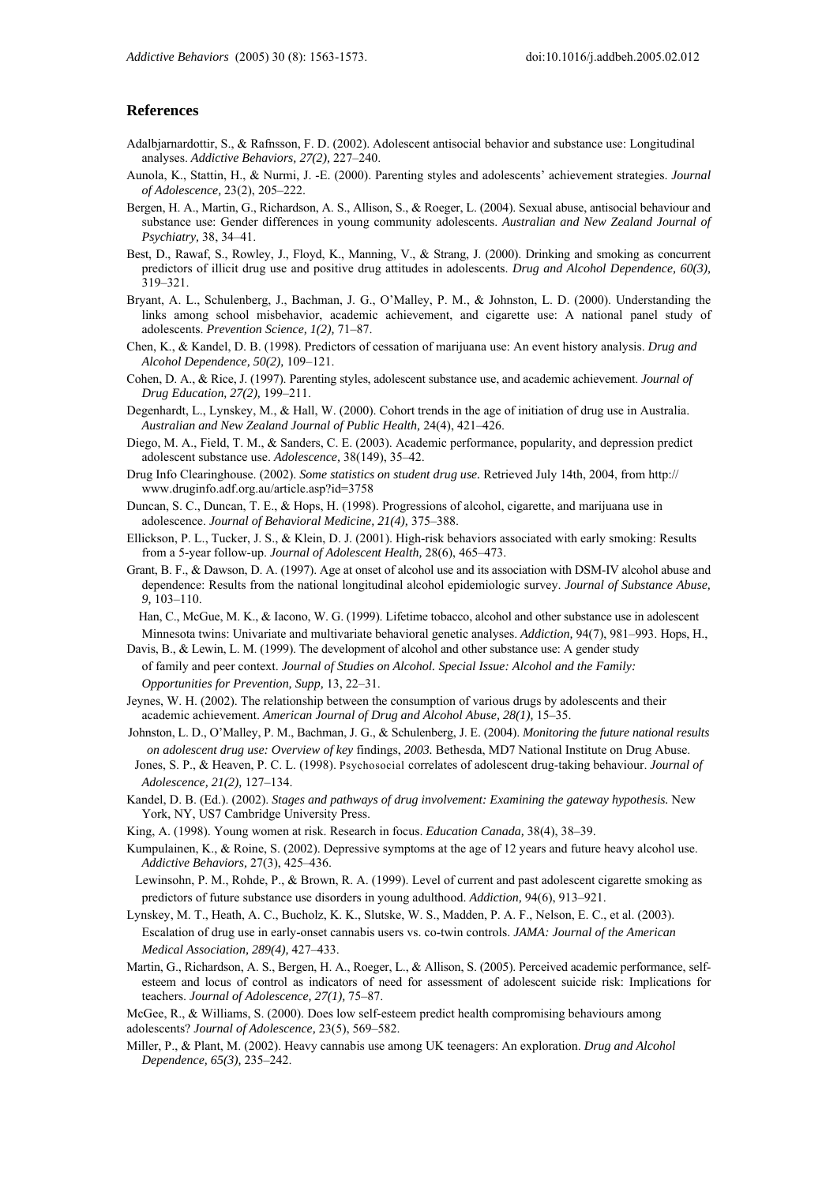## References

Adalbjarnardottir, S., & Rafnsson, F. D. (2002). Adolescent antisocial behavior and substance use: Longitudinal analyses. *Addictive Behaviors, 27(2),* 227–240.

Aunola, K., Stattin, H., & Nurmi, J. -E. (2000). Parenting styles and adolescents' achievement strategies. *Journal of Adolescence,* 23(2), 205–222.

Bergen, H. A., Martin, G., Richardson, A. S., Allison, S., & Roeger, L. (2004). Sexual abuse, antisocial behaviour and substance use: Gender differences in young community adolescents. *Australian and New Zealand Journal of Psychiatry,* 38, 34–41.

Best, D., Rawaf, S., Rowley, J., Floyd, K., Manning, V., & Strang, J. (2000). Drinking and smoking as concurrent predictors of illicit drug use and positive drug attitudes in adolescents. *Drug and Alcohol Dependence, 60(3),* 319–321.

Bryant, A. L., Schulenberg, J., Bachman, J. G., O'Malley, P. M., & Johnston, L. D. (2000). Understanding the links among school misbehavior, academic achievement, and cigarette use: A national panel study of adolescents. *Prevention Science, 1(2),* 71–87.

Chen, K., & Kandel, D. B. (1998). Predictors of cessation of marijuana use: An event history analysis. *Drug and Alcohol Dependence, 50(2),* 109–121.

Cohen, D. A., & Rice, J. (1997). Parenting styles, adolescent substance use, and academic achievement. *Journal of Drug Education, 27(2),* 199–211.

Degenhardt, L., Lynskey, M., & Hall, W. (2000). Cohort trends in the age of initiation of drug use in Australia. *Australian and New Zealand Journal of Public Health,* 24(4), 421–426.

Diego, M. A., Field, T. M., & Sanders, C. E. (2003). Academic performance, popularity, and depression predict adolescent substance use. *Adolescence,* 38(149), 35–42.

Drug Info Clearinghouse. (2002). *Some statistics on student drug use.* Retrieved July 14th, 2004, from http:// www.druginfo.adf.org.au/article.asp?id=3758

Duncan, S. C., Duncan, T. E., & Hops, H. (1998). Progressions of alcohol, cigarette, and marijuana use in adolescence. *Journal of Behavioral Medicine, 21(4),* 375–388.

Ellickson, P. L., Tucker, J. S., & Klein, D. J. (2001). High-risk behaviors associated with early smoking: Results from a 5-year follow-up. *Journal of Adolescent Health,* 28(6), 465–473.

Grant, B. F., & Dawson, D. A. (1997). Age at onset of alcohol use and its association with DSM-IV alcohol abuse and dependence: Results from the national longitudinal alcohol epidemiologic survey. *Journal of Substance Abuse, 9,* 103–110.

Han, C., McGue, M. K., & Iacono, W. G. (1999). Lifetime tobacco, alcohol and other substance use in adolescent Minnesota twins: Univariate and multivariate behavioral genetic analyses. *Addiction,* 94(7), 981–993. Hops, H., Davis, B., & Lewin, L. M. (1999). The development of alcohol and other substance use: A gender study of family and peer context. *Journal of Studies on Alcohol. Special Issue: Alcohol and the Family: Opportunities for Prevention, Supp,* 13, 22–31.

Jeynes, W. H. (2002). The relationship between the consumption of various drugs by adolescents and their academic achievement. *American Journal of Drug and Alcohol Abuse, 28(1),* 15–35.

Johnston, L. D., O'Malley, P. M., Bachman, J. G., & Schulenberg, J. E. (2004). *Monitoring the future national results on adolescent drug use: Overview of key* findings, *2003.* Bethesda, MD7 National Institute on Drug Abuse.

Jones, S. P., & Heaven, P. C. L. (1998). Psychosocial correlates of adolescent drug-taking behaviour. *Journal of Adolescence, 21(2),* 127–134.

Kandel, D. B. (Ed.). (2002). *Stages and pathways of drug involvement: Examining the gateway hypothesis.* New York, NY, US7 Cambridge University Press.

King, A. (1998). Young women at risk. Research in focus. *Education Canada,* 38(4), 38–39.

Kumpulainen, K., & Roine, S. (2002). Depressive symptoms at the age of 12 years and future heavy alcohol use. *Addictive Behaviors,* 27(3), 425–436.

Lewinsohn, P. M., Rohde, P., & Brown, R. A. (1999). Level of current and past adolescent cigarette smoking as predictors of future substance use disorders in young adulthood. *Addiction,* 94(6), 913–921.

Lynskey, M. T., Heath, A. C., Bucholz, K. K., Slutske, W. S., Madden, P. A. F., Nelson, E. C., et al. (2003). Escalation of drug use in early-onset cannabis users vs. co-twin controls. *JAMA: Journal of the American Medical Association, 289(4),* 427–433.

Martin, G., Richardson, A. S., Bergen, H. A., Roeger, L., & Allison, S. (2005). Perceived academic performance, self-esteem and locus of control as indicators of need for assessment of adolescent suicide risk: Implications for teachers. *Journal of Adolescence, 27(1),* 75–87.

McGee, R., & Williams, S. (2000). Does low self-esteem predict health compromising behaviours among adolescents? *Journal of Adolescence,* 23(5), 569–582.

Miller, P., & Plant, M. (2002). Heavy cannabis use among UK teenagers: An exploration. *Drug and Alcohol Dependence, 65(3),* 235–242.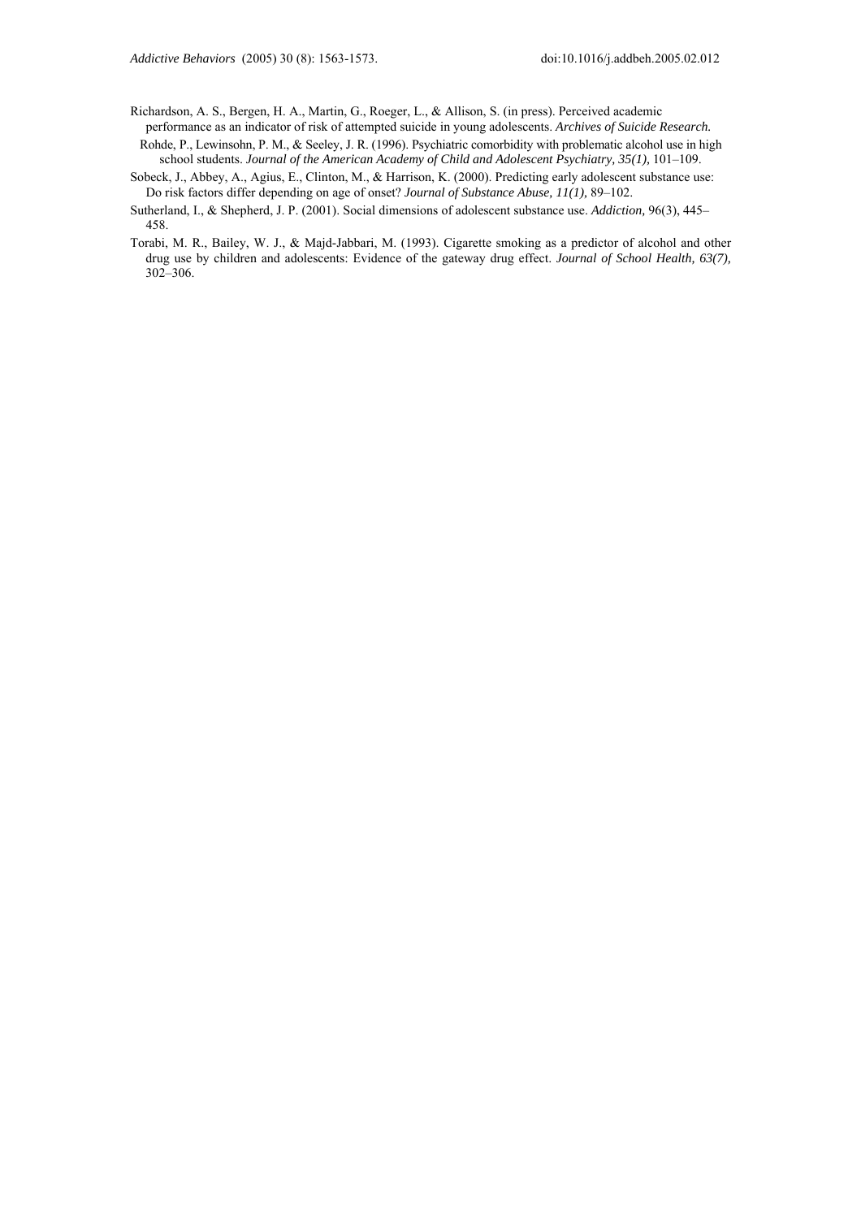Richardson, A. S., Bergen, H. A., Martin, G., Roeger, L., & Allison, S. (in press). Perceived academic performance as an indicator of risk of attempted suicide in young adolescents. ***Archives of Suicide Research.***

Rohde, P., Lewinsohn, P. M., & Seeley, J. R. (1996). Psychiatric comorbidity with problematic alcohol use in high school students. *Journal of the American Academy of Child and Adolescent Psychiatry, 35(1),* 101–109.

Sobeck, J., Abbey, A., Agius, E., Clinton, M., & Harrison, K. (2000). Predicting early adolescent substance use: Do risk factors differ depending on age of onset? *Journal of Substance Abuse, 11(1),* 89–102.

Sutherland, I., & Shepherd, J. P. (2001). Social dimensions of adolescent substance use. *Addiction,* 96(3), 445–458.

Torabi, M. R., Bailey, W. J., & Majd-Jabbari, M. (1993). Cigarette smoking as a predictor of alcohol and other drug use by children and adolescents: Evidence of the gateway drug effect. *Journal of School Health, 63(7),* 302–306.